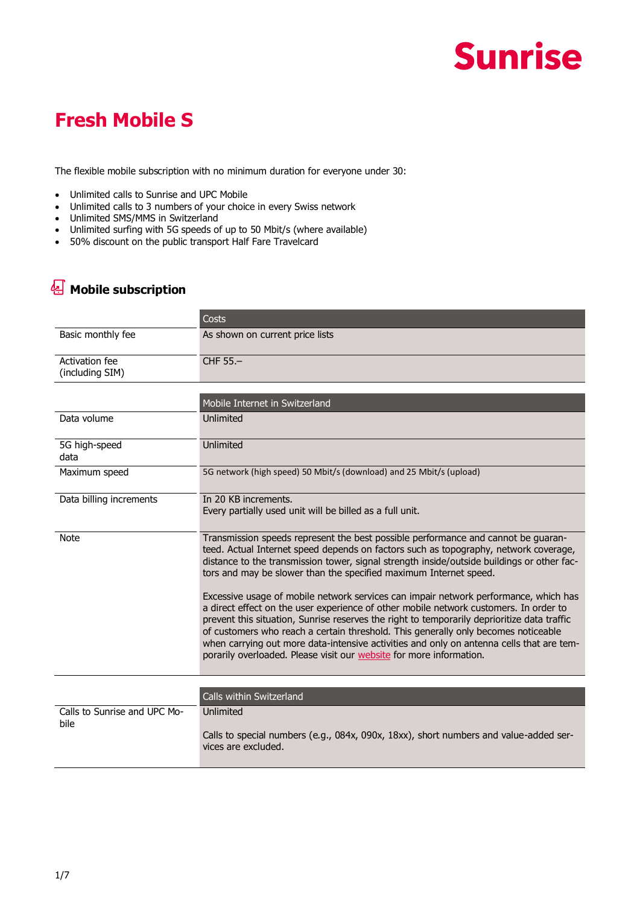Sunrise

# Fresh Mobile S

The flexible mobile subscription with no minimum duration for everyone under 30:

- Unlimited calls to Sunrise and UPC Mobile
- Unlimited calls to 3 numbers of your choice in every Swiss network
- Unlimited SMS/MMS in Switzerland
- Unlimited surfing with 5G speeds of up to 50 Mbit/s (where available)
- 50% discount on the public transport Half Fare Travelcard

## Mobile subscription

| | Costs |
|---|---|
| Basic monthly fee | As shown on current price lists |
| Activation fee (including SIM) | CHF 55.– |

| | Mobile Internet in Switzerland |
|---|---|
| Data volume | Unlimited |
| 5G high-speed data | Unlimited |
| Maximum speed | 5G network (high speed) 50 Mbit/s (download) and 25 Mbit/s (upload) |
| Data billing increments | In 20 KB increments.<br>Every partially used unit will be billed as a full unit. |
| Note | Transmission speeds represent the best possible performance and cannot be guaranteed. Actual Internet speed depends on factors such as topography, network coverage, distance to the transmission tower, signal strength inside/outside buildings or other factors and may be slower than the specified maximum Internet speed.<br><br>Excessive usage of mobile network services can impair network performance, which has a direct effect on the user experience of other mobile network customers. In order to prevent this situation, Sunrise reserves the right to temporarily deprioritize data traffic of customers who reach a certain threshold. This generally only becomes noticeable when carrying out more data-intensive activities and only on antenna cells that are temporarily overloaded. Please visit our website for more information. |

| | Calls within Switzerland |
|---|---|
| Calls to Sunrise and UPC Mobile | Unlimited<br><br>Calls to special numbers (e.g., 084x, 090x, 18xx), short numbers and value-added services are excluded. |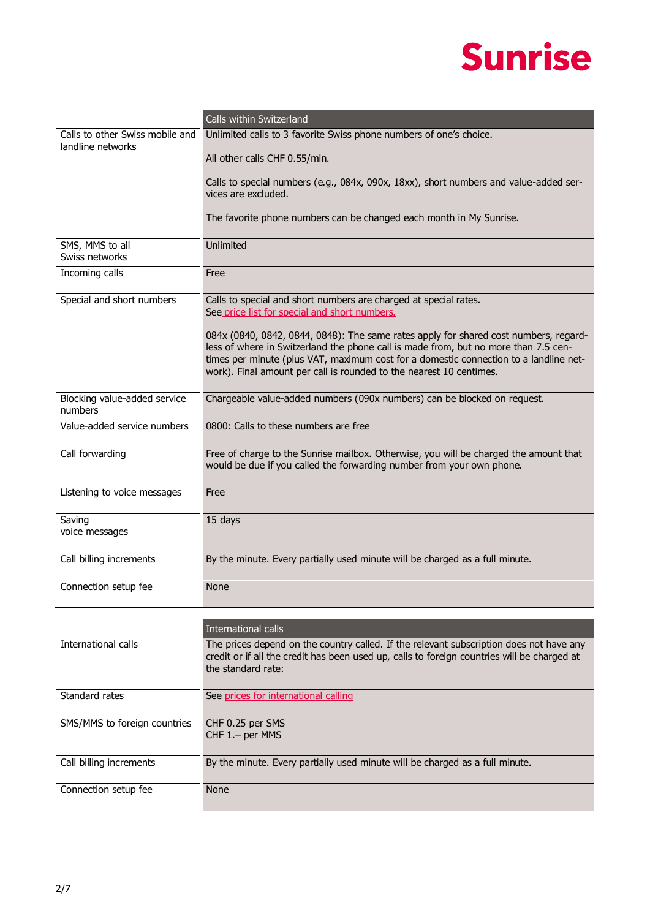| | Calls within Switzerland |
|---|---|
| Calls to other Swiss mobile and landline networks | Unlimited calls to 3 favorite Swiss phone numbers of one's choice.<br><br>All other calls CHF 0.55/min.<br><br>Calls to special numbers (e.g., 084x, 090x, 18xx), short numbers and value-added services are excluded.<br><br>The favorite phone numbers can be changed each month in My Sunrise. |
| SMS, MMS to all Swiss networks | Unlimited |
| Incoming calls | Free |
| Special and short numbers | Calls to special and short numbers are charged at special rates. See price list for special and short numbers.<br><br>084x (0840, 0842, 0844, 0848): The same rates apply for shared cost numbers, regardless of where in Switzerland the phone call is made from, but no more than 7.5 centimes per minute (plus VAT, maximum cost for a domestic connection to a landline network). Final amount per call is rounded to the nearest 10 centimes. |
| Blocking value-added service numbers | Chargeable value-added numbers (090x numbers) can be blocked on request. |
| Value-added service numbers | 0800: Calls to these numbers are free |
| Call forwarding | Free of charge to the Sunrise mailbox. Otherwise, you will be charged the amount that would be due if you called the forwarding number from your own phone. |
| Listening to voice messages | Free |
| Saving voice messages | 15 days |
| Call billing increments | By the minute. Every partially used minute will be charged as a full minute. |
| Connection setup fee | None |

| | International calls |
|---|---|
| International calls | The prices depend on the country called. If the relevant subscription does not have any credit or if all the credit has been used up, calls to foreign countries will be charged at the standard rate: |
| Standard rates | See prices for international calling |
| SMS/MMS to foreign countries | CHF 0.25 per SMS<br>CHF 1.– per MMS |
| Call billing increments | By the minute. Every partially used minute will be charged as a full minute. |
| Connection setup fee | None |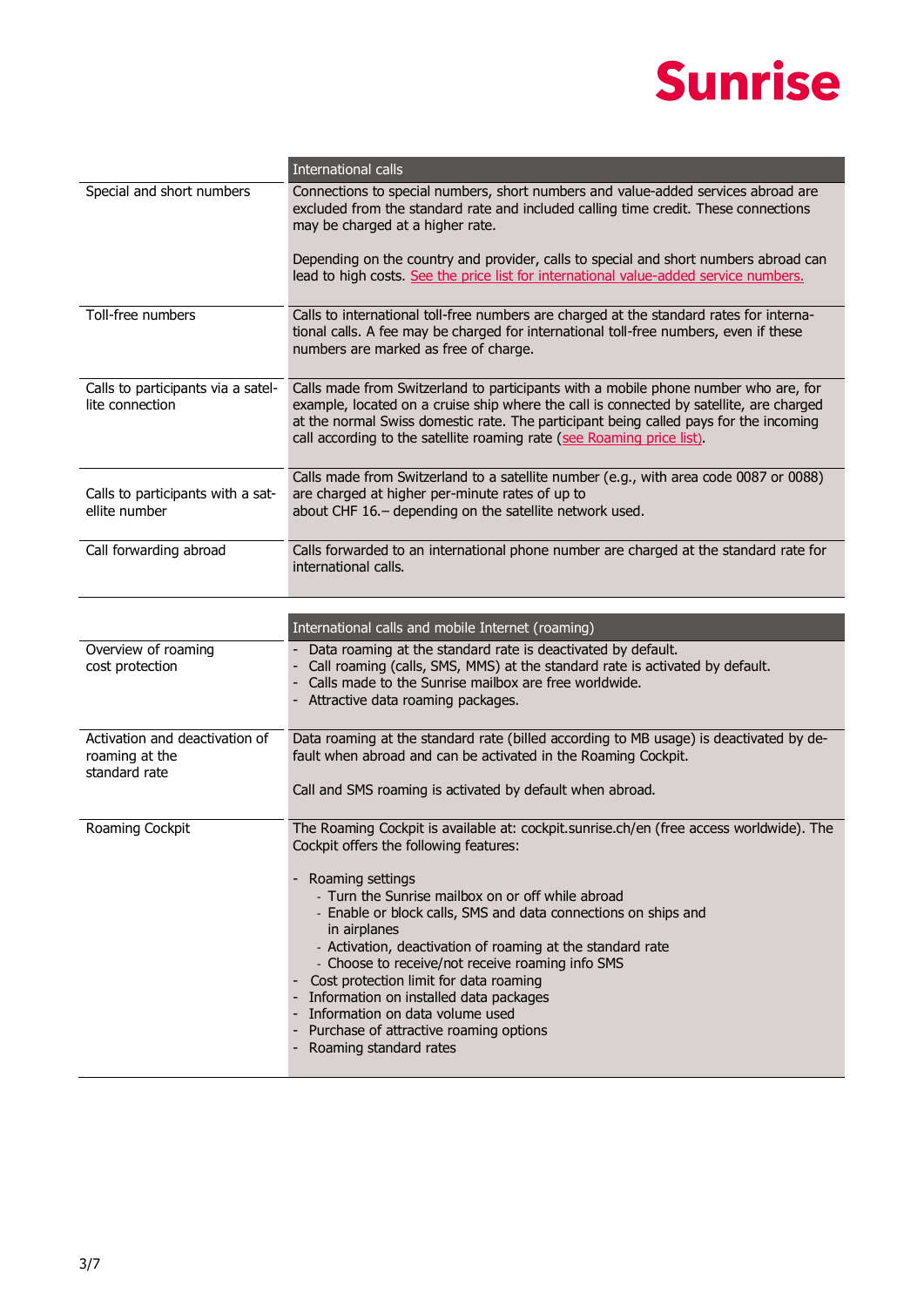| | International calls |
|---|---|
| Special and short numbers | Connections to special numbers, short numbers and value-added services abroad are excluded from the standard rate and included calling time credit. These connections may be charged at a higher rate.<br><br>Depending on the country and provider, calls to special and short numbers abroad can lead to high costs. See the price list for international value-added service numbers. |
| Toll-free numbers | Calls to international toll-free numbers are charged at the standard rates for international calls. A fee may be charged for international toll-free numbers, even if these numbers are marked as free of charge. |
| Calls to participants via a satellite connection | Calls made from Switzerland to participants with a mobile phone number who are, for example, located on a cruise ship where the call is connected by satellite, are charged at the normal Swiss domestic rate. The participant being called pays for the incoming call according to the satellite roaming rate (see Roaming price list). |
| Calls to participants with a satellite number | Calls made from Switzerland to a satellite number (e.g., with area code 0087 or 0088) are charged at higher per-minute rates of up to about CHF 16.– depending on the satellite network used. |
| Call forwarding abroad | Calls forwarded to an international phone number are charged at the standard rate for international calls. |

| | International calls and mobile Internet (roaming) |
|---|---|
| Overview of roaming cost protection | - Data roaming at the standard rate is deactivated by default.<br>- Call roaming (calls, SMS, MMS) at the standard rate is activated by default.<br>- Calls made to the Sunrise mailbox are free worldwide.<br>- Attractive data roaming packages. |
| Activation and deactivation of roaming at the standard rate | Data roaming at the standard rate (billed according to MB usage) is deactivated by default when abroad and can be activated in the Roaming Cockpit.<br><br>Call and SMS roaming is activated by default when abroad. |
| Roaming Cockpit | The Roaming Cockpit is available at: cockpit.sunrise.ch/en (free access worldwide). The Cockpit offers the following features:<br><br>- Roaming settings<br>&nbsp;&nbsp;- Turn the Sunrise mailbox on or off while abroad<br>&nbsp;&nbsp;- Enable or block calls, SMS and data connections on ships and in airplanes<br>&nbsp;&nbsp;- Activation, deactivation of roaming at the standard rate<br>&nbsp;&nbsp;- Choose to receive/not receive roaming info SMS<br>- Cost protection limit for data roaming<br>- Information on installed data packages<br>- Information on data volume used<br>- Purchase of attractive roaming options<br>- Roaming standard rates |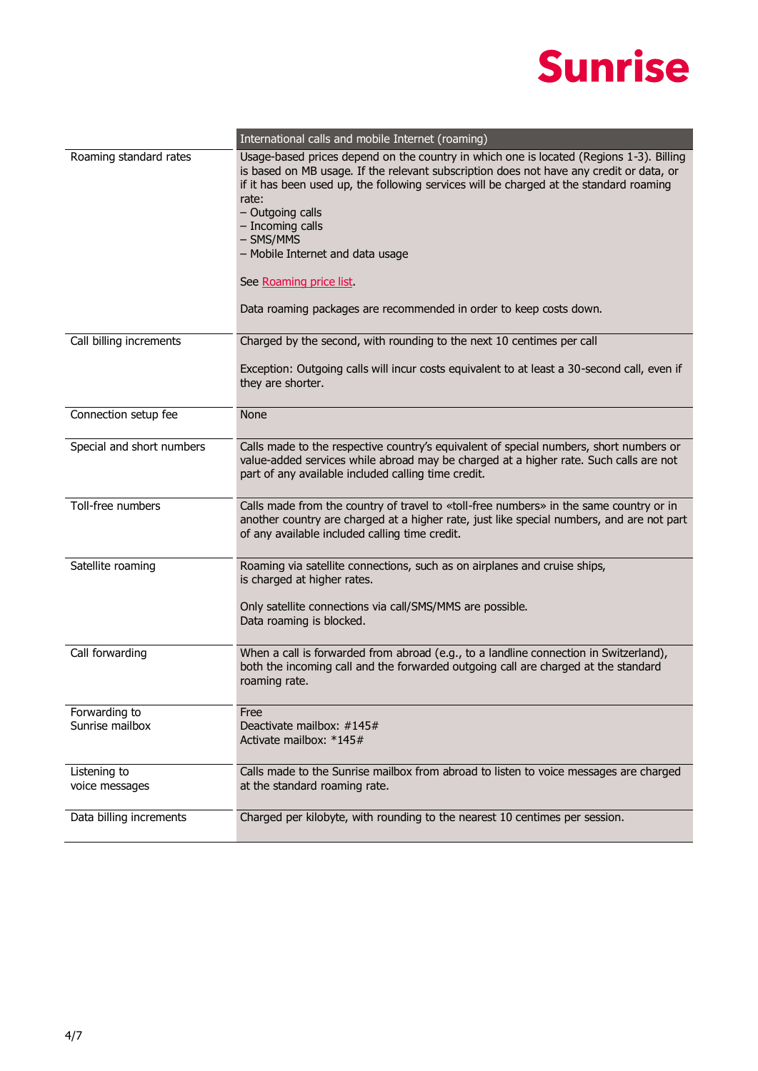| | International calls and mobile Internet (roaming) |
|---|---|
| Roaming standard rates | Usage-based prices depend on the country in which one is located (Regions 1-3). Billing is based on MB usage. If the relevant subscription does not have any credit or data, or if it has been used up, the following services will be charged at the standard roaming rate:<br>– Outgoing calls<br>– Incoming calls<br>– SMS/MMS<br>– Mobile Internet and data usage<br><br>See Roaming price list.<br><br>Data roaming packages are recommended in order to keep costs down. |
| Call billing increments | Charged by the second, with rounding to the next 10 centimes per call<br><br>Exception: Outgoing calls will incur costs equivalent to at least a 30-second call, even if they are shorter. |
| Connection setup fee | None |
| Special and short numbers | Calls made to the respective country's equivalent of special numbers, short numbers or value-added services while abroad may be charged at a higher rate. Such calls are not part of any available included calling time credit. |
| Toll-free numbers | Calls made from the country of travel to «toll-free numbers» in the same country or in another country are charged at a higher rate, just like special numbers, and are not part of any available included calling time credit. |
| Satellite roaming | Roaming via satellite connections, such as on airplanes and cruise ships, is charged at higher rates.<br><br>Only satellite connections via call/SMS/MMS are possible.<br>Data roaming is blocked. |
| Call forwarding | When a call is forwarded from abroad (e.g., to a landline connection in Switzerland), both the incoming call and the forwarded outgoing call are charged at the standard roaming rate. |
| Forwarding to Sunrise mailbox | Free<br>Deactivate mailbox: #145#<br>Activate mailbox: *145# |
| Listening to voice messages | Calls made to the Sunrise mailbox from abroad to listen to voice messages are charged at the standard roaming rate. |
| Data billing increments | Charged per kilobyte, with rounding to the nearest 10 centimes per session. |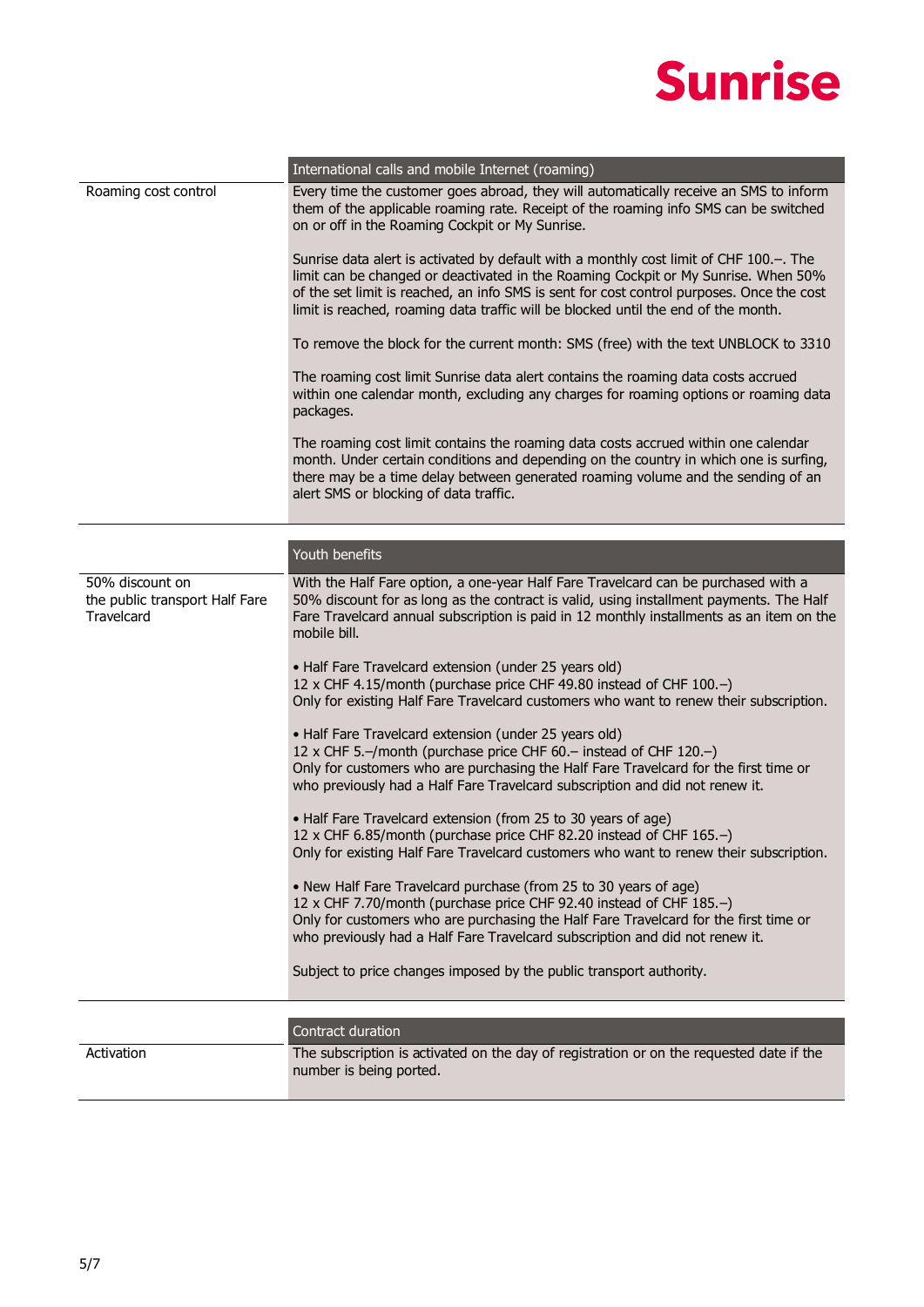| | International calls and mobile Internet (roaming) |
|---|---|
| Roaming cost control | Every time the customer goes abroad, they will automatically receive an SMS to inform them of the applicable roaming rate. Receipt of the roaming info SMS can be switched on or off in the Roaming Cockpit or My Sunrise.<br><br>Sunrise data alert is activated by default with a monthly cost limit of CHF 100.–. The limit can be changed or deactivated in the Roaming Cockpit or My Sunrise. When 50% of the set limit is reached, an info SMS is sent for cost control purposes. Once the cost limit is reached, roaming data traffic will be blocked until the end of the month.<br><br>To remove the block for the current month: SMS (free) with the text UNBLOCK to 3310<br><br>The roaming cost limit Sunrise data alert contains the roaming data costs accrued within one calendar month, excluding any charges for roaming options or roaming data packages.<br><br>The roaming cost limit contains the roaming data costs accrued within one calendar month. Under certain conditions and depending on the country in which one is surfing, there may be a time delay between generated roaming volume and the sending of an alert SMS or blocking of data traffic. |

| | Youth benefits |
|---|---|
| 50% discount on the public transport Half Fare Travelcard | With the Half Fare option, a one-year Half Fare Travelcard can be purchased with a 50% discount for as long as the contract is valid, using installment payments. The Half Fare Travelcard annual subscription is paid in 12 monthly installments as an item on the mobile bill.<br><br>• Half Fare Travelcard extension (under 25 years old)<br>12 x CHF 4.15/month (purchase price CHF 49.80 instead of CHF 100.–)<br>Only for existing Half Fare Travelcard customers who want to renew their subscription.<br><br>• Half Fare Travelcard extension (under 25 years old)<br>12 x CHF 5.–/month (purchase price CHF 60.– instead of CHF 120.–)<br>Only for customers who are purchasing the Half Fare Travelcard for the first time or who previously had a Half Fare Travelcard subscription and did not renew it.<br><br>• Half Fare Travelcard extension (from 25 to 30 years of age)<br>12 x CHF 6.85/month (purchase price CHF 82.20 instead of CHF 165.–)<br>Only for existing Half Fare Travelcard customers who want to renew their subscription.<br><br>• New Half Fare Travelcard purchase (from 25 to 30 years of age)<br>12 x CHF 7.70/month (purchase price CHF 92.40 instead of CHF 185.–)<br>Only for customers who are purchasing the Half Fare Travelcard for the first time or who previously had a Half Fare Travelcard subscription and did not renew it.<br><br>Subject to price changes imposed by the public transport authority. |

| | Contract duration |
|---|---|
| Activation | The subscription is activated on the day of registration or on the requested date if the number is being ported. |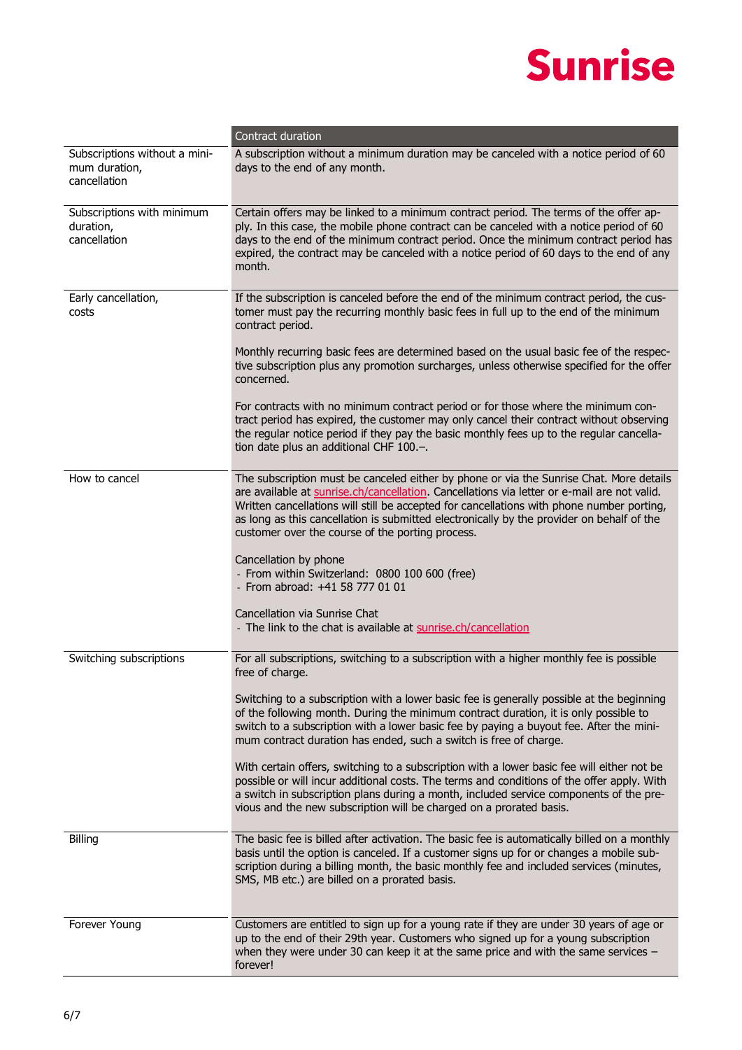| | Contract duration |
|---|---|
| Subscriptions without a minimum duration, cancellation | A subscription without a minimum duration may be canceled with a notice period of 60 days to the end of any month. |
| Subscriptions with minimum duration, cancellation | Certain offers may be linked to a minimum contract period. The terms of the offer apply. In this case, the mobile phone contract can be canceled with a notice period of 60 days to the end of the minimum contract period. Once the minimum contract period has expired, the contract may be canceled with a notice period of 60 days to the end of any month. |
| Early cancellation, costs | If the subscription is canceled before the end of the minimum contract period, the customer must pay the recurring monthly basic fees in full up to the end of the minimum contract period.<br><br>Monthly recurring basic fees are determined based on the usual basic fee of the respective subscription plus any promotion surcharges, unless otherwise specified for the offer concerned.<br><br>For contracts with no minimum contract period or for those where the minimum contract period has expired, the customer may only cancel their contract without observing the regular notice period if they pay the basic monthly fees up to the regular cancellation date plus an additional CHF 100.–. |
| How to cancel | The subscription must be canceled either by phone or via the Sunrise Chat. More details are available at sunrise.ch/cancellation. Cancellations via letter or e-mail are not valid. Written cancellations will still be accepted for cancellations with phone number porting, as long as this cancellation is submitted electronically by the provider on behalf of the customer over the course of the porting process.<br><br>Cancellation by phone<br>- From within Switzerland: 0800 100 600 (free)<br>- From abroad: +41 58 777 01 01<br><br>Cancellation via Sunrise Chat<br>- The link to the chat is available at sunrise.ch/cancellation |
| Switching subscriptions | For all subscriptions, switching to a subscription with a higher monthly fee is possible free of charge.<br><br>Switching to a subscription with a lower basic fee is generally possible at the beginning of the following month. During the minimum contract duration, it is only possible to switch to a subscription with a lower basic fee by paying a buyout fee. After the minimum contract duration has ended, such a switch is free of charge.<br><br>With certain offers, switching to a subscription with a lower basic fee will either not be possible or will incur additional costs. The terms and conditions of the offer apply. With a switch in subscription plans during a month, included service components of the previous and the new subscription will be charged on a prorated basis. |
| Billing | The basic fee is billed after activation. The basic fee is automatically billed on a monthly basis until the option is canceled. If a customer signs up for or changes a mobile subscription during a billing month, the basic monthly fee and included services (minutes, SMS, MB etc.) are billed on a prorated basis. |
| Forever Young | Customers are entitled to sign up for a young rate if they are under 30 years of age or up to the end of their 29th year. Customers who signed up for a young subscription when they were under 30 can keep it at the same price and with the same services – forever! |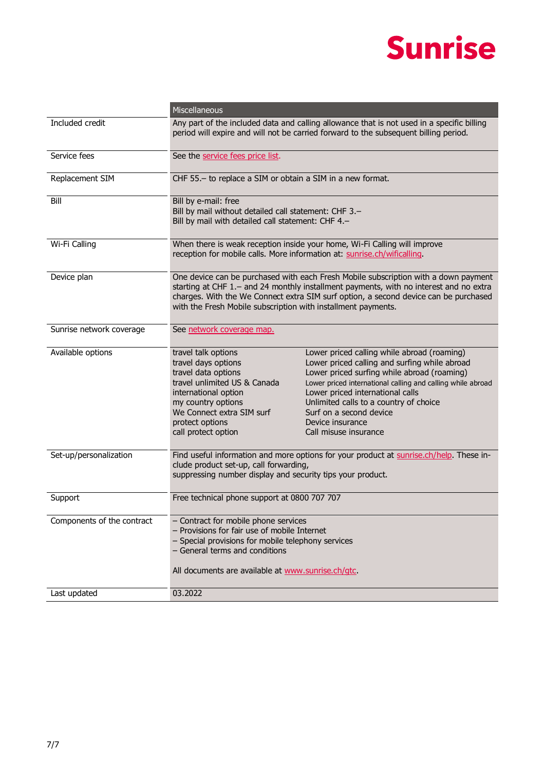| | Miscellaneous | |
|---|---|---|
| Included credit | Any part of the included data and calling allowance that is not used in a specific billing period will expire and will not be carried forward to the subsequent billing period. | |
| Service fees | See the service fees price list. | |
| Replacement SIM | CHF 55.– to replace a SIM or obtain a SIM in a new format. | |
| Bill | Bill by e-mail: free<br>Bill by mail without detailed call statement: CHF 3.–<br>Bill by mail with detailed call statement: CHF 4.– | |
| Wi-Fi Calling | When there is weak reception inside your home, Wi-Fi Calling will improve reception for mobile calls. More information at: sunrise.ch/wificalling. | |
| Device plan | One device can be purchased with each Fresh Mobile subscription with a down payment starting at CHF 1.– and 24 monthly installment payments, with no interest and no extra charges. With the We Connect extra SIM surf option, a second device can be purchased with the Fresh Mobile subscription with installment payments. | |
| Sunrise network coverage | See network coverage map. | |
| Available options | travel talk options<br>travel days options<br>travel data options<br>travel unlimited US & Canada<br>international option<br>my country options<br>We Connect extra SIM surf<br>protect options<br>call protect option | Lower priced calling while abroad (roaming)<br>Lower priced calling and surfing while abroad<br>Lower priced surfing while abroad (roaming)<br>Lower priced international calling and calling while abroad<br>Lower priced international calls<br>Unlimited calls to a country of choice<br>Surf on a second device<br>Device insurance<br>Call misuse insurance |
| Set-up/personalization | Find useful information and more options for your product at sunrise.ch/help. These include product set-up, call forwarding,<br>suppressing number display and security tips your product. | |
| Support | Free technical phone support at 0800 707 707 | |
| Components of the contract | – Contract for mobile phone services<br>– Provisions for fair use of mobile Internet<br>– Special provisions for mobile telephony services<br>– General terms and conditions<br><br>All documents are available at www.sunrise.ch/gtc. | |
| Last updated | 03.2022 | |